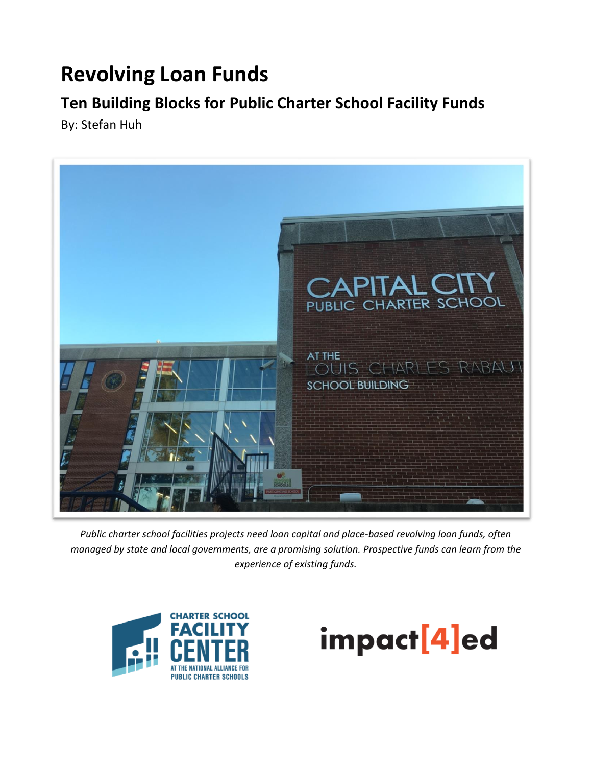# Revolving Loan Funds

## Ten Building Blocks for Public Charter School Facility Funds

By: Stefan Huh

*Public charter school facilities projects need loan capital and place-based revolving loan funds, often managed by state and local governments, are a promising solution. Prospective funds can learn from the experience of existing funds.*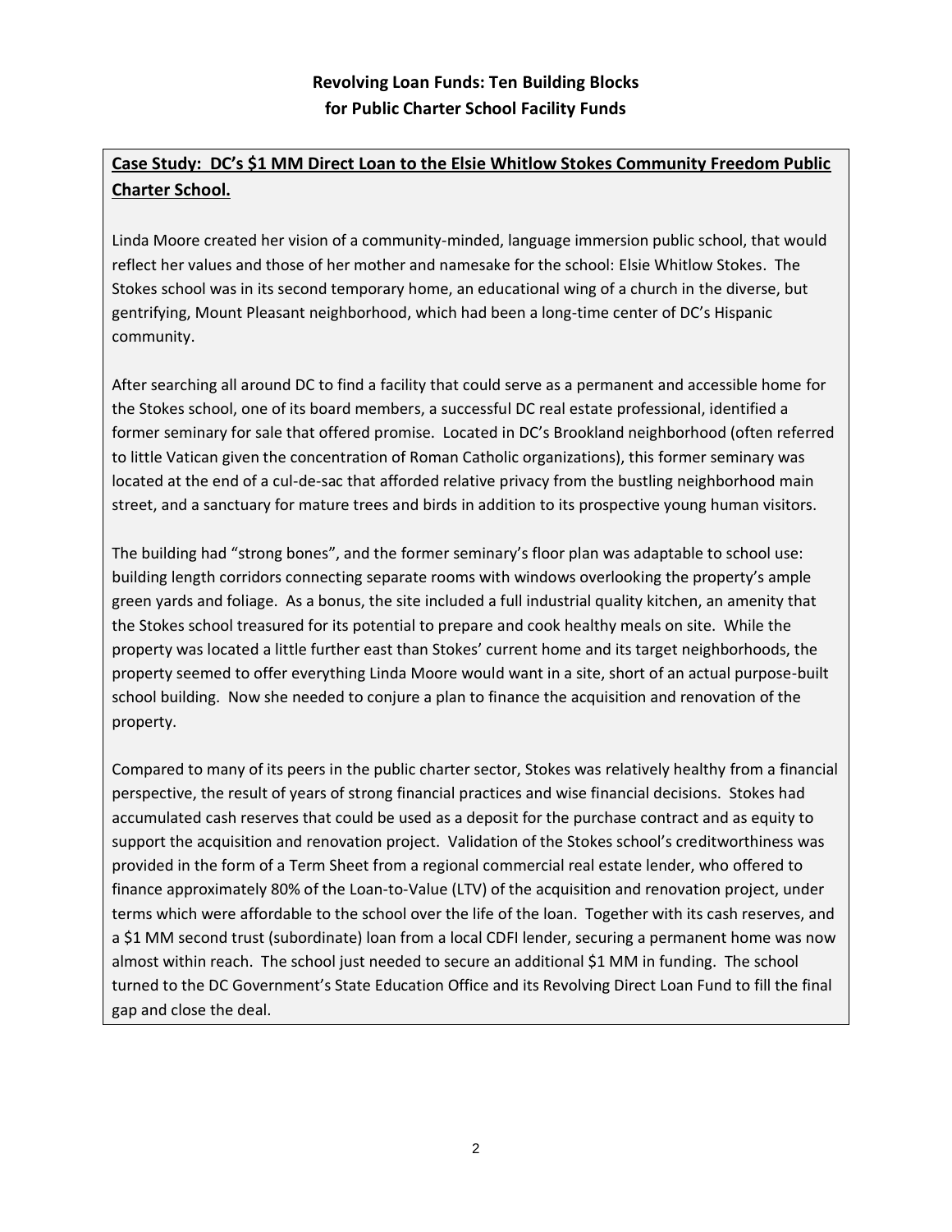**Revolving Loan Funds: Ten Building Blocks for Public Charter School Facility Funds**

**Case Study: DC's $1 MM Direct Loan to the Elsie Whitlow Stokes Community Freedom Public Charter School.**

Linda Moore created her vision of a community-minded, language immersion public school, that would reflect her values and those of her mother and namesake for the school: Elsie Whitlow Stokes. The Stokes school was in its second temporary home, an educational wing of a church in the diverse, but gentrifying, Mount Pleasant neighborhood, which had been a long-time center of DC's Hispanic community.

After searching all around DC to find a facility that could serve as a permanent and accessible home for the Stokes school, one of its board members, a successful DC real estate professional, identified a former seminary for sale that offered promise. Located in DC's Brookland neighborhood (often referred to little Vatican given the concentration of Roman Catholic organizations), this former seminary was located at the end of a cul-de-sac that afforded relative privacy from the bustling neighborhood main street, and a sanctuary for mature trees and birds in addition to its prospective young human visitors.

The building had "strong bones", and the former seminary's floor plan was adaptable to school use: building length corridors connecting separate rooms with windows overlooking the property's ample green yards and foliage. As a bonus, the site included a full industrial quality kitchen, an amenity that the Stokes school treasured for its potential to prepare and cook healthy meals on site. While the property was located a little further east than Stokes' current home and its target neighborhoods, the property seemed to offer everything Linda Moore would want in a site, short of an actual purpose-built school building. Now she needed to conjure a plan to finance the acquisition and renovation of the property.

Compared to many of its peers in the public charter sector, Stokes was relatively healthy from a financial perspective, the result of years of strong financial practices and wise financial decisions. Stokes had accumulated cash reserves that could be used as a deposit for the purchase contract and as equity to support the acquisition and renovation project. Validation of the Stokes school's creditworthiness was provided in the form of a Term Sheet from a regional commercial real estate lender, who offered to finance approximately 80% of the Loan-to-Value (LTV) of the acquisition and renovation project, under terms which were affordable to the school over the life of the loan. Together with its cash reserves, and a $1 MM second trust (subordinate) loan from a local CDFI lender, securing a permanent home was now almost within reach. The school just needed to secure an additional $1 MM in funding. The school turned to the DC Government's State Education Office and its Revolving Direct Loan Fund to fill the final gap and close the deal.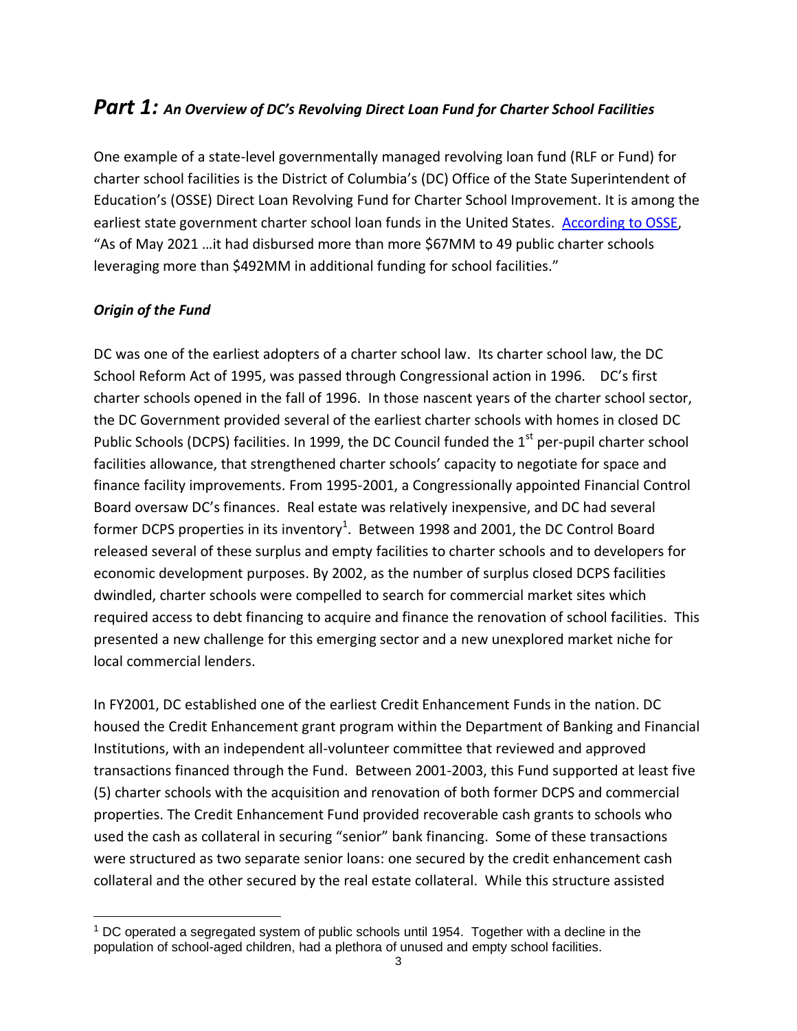# *Part 1: An Overview of DC's Revolving Direct Loan Fund for Charter School Facilities*

One example of a state-level governmentally managed revolving loan fund (RLF or Fund) for charter school facilities is the District of Columbia's (DC) Office of the State Superintendent of Education's (OSSE) Direct Loan Revolving Fund for Charter School Improvement. It is among the earliest state government charter school loan funds in the United States. [According to OSSE](), "As of May 2021 …it had disbursed more than more $67MM to 49 public charter schools leveraging more than $492MM in additional funding for school facilities."

### *Origin of the Fund*

DC was one of the earliest adopters of a charter school law. Its charter school law, the DC School Reform Act of 1995, was passed through Congressional action in 1996. DC's first charter schools opened in the fall of 1996. In those nascent years of the charter school sector, the DC Government provided several of the earliest charter schools with homes in closed DC Public Schools (DCPS) facilities. In 1999, the DC Council funded the 1st per-pupil charter school facilities allowance, that strengthened charter schools' capacity to negotiate for space and finance facility improvements. From 1995-2001, a Congressionally appointed Financial Control Board oversaw DC's finances. Real estate was relatively inexpensive, and DC had several former DCPS properties in its inventory[1]. Between 1998 and 2001, the DC Control Board released several of these surplus and empty facilities to charter schools and to developers for economic development purposes. By 2002, as the number of surplus closed DCPS facilities dwindled, charter schools were compelled to search for commercial market sites which required access to debt financing to acquire and finance the renovation of school facilities. This presented a new challenge for this emerging sector and a new unexplored market niche for local commercial lenders.

In FY2001, DC established one of the earliest Credit Enhancement Funds in the nation. DC housed the Credit Enhancement grant program within the Department of Banking and Financial Institutions, with an independent all-volunteer committee that reviewed and approved transactions financed through the Fund. Between 2001-2003, this Fund supported at least five (5) charter schools with the acquisition and renovation of both former DCPS and commercial properties. The Credit Enhancement Fund provided recoverable cash grants to schools who used the cash as collateral in securing "senior" bank financing. Some of these transactions were structured as two separate senior loans: one secured by the credit enhancement cash collateral and the other secured by the real estate collateral. While this structure assisted

[1] DC operated a segregated system of public schools until 1954. Together with a decline in the population of school-aged children, had a plethora of unused and empty school facilities.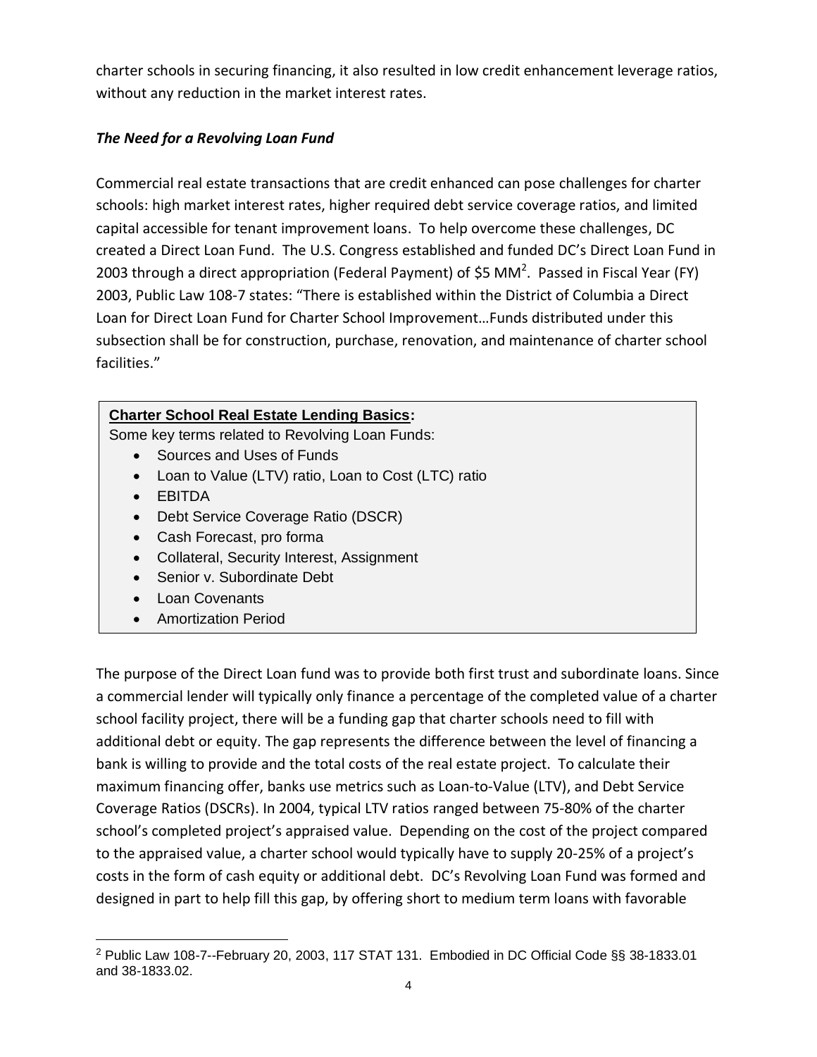charter schools in securing financing, it also resulted in low credit enhancement leverage ratios, without any reduction in the market interest rates.

***The Need for a Revolving Loan Fund***

Commercial real estate transactions that are credit enhanced can pose challenges for charter schools: high market interest rates, higher required debt service coverage ratios, and limited capital accessible for tenant improvement loans. To help overcome these challenges, DC created a Direct Loan Fund. The U.S. Congress established and funded DC's Direct Loan Fund in 2003 through a direct appropriation (Federal Payment) of $5 MM[2]. Passed in Fiscal Year (FY) 2003, Public Law 108-7 states: "There is established within the District of Columbia a Direct Loan for Direct Loan Fund for Charter School Improvement…Funds distributed under this subsection shall be for construction, purchase, renovation, and maintenance of charter school facilities."

> **Charter School Real Estate Lending Basics:**
> Some key terms related to Revolving Loan Funds:
> - Sources and Uses of Funds
> - Loan to Value (LTV) ratio, Loan to Cost (LTC) ratio
> - EBITDA
> - Debt Service Coverage Ratio (DSCR)
> - Cash Forecast, pro forma
> - Collateral, Security Interest, Assignment
> - Senior v. Subordinate Debt
> - Loan Covenants
> - Amortization Period

The purpose of the Direct Loan fund was to provide both first trust and subordinate loans. Since a commercial lender will typically only finance a percentage of the completed value of a charter school facility project, there will be a funding gap that charter schools need to fill with additional debt or equity. The gap represents the difference between the level of financing a bank is willing to provide and the total costs of the real estate project. To calculate their maximum financing offer, banks use metrics such as Loan-to-Value (LTV), and Debt Service Coverage Ratios (DSCRs). In 2004, typical LTV ratios ranged between 75-80% of the charter school's completed project's appraised value. Depending on the cost of the project compared to the appraised value, a charter school would typically have to supply 20-25% of a project's costs in the form of cash equity or additional debt. DC's Revolving Loan Fund was formed and designed in part to help fill this gap, by offering short to medium term loans with favorable

[2] Public Law 108-7--February 20, 2003, 117 STAT 131. Embodied in DC Official Code §§ 38-1833.01 and 38-1833.02.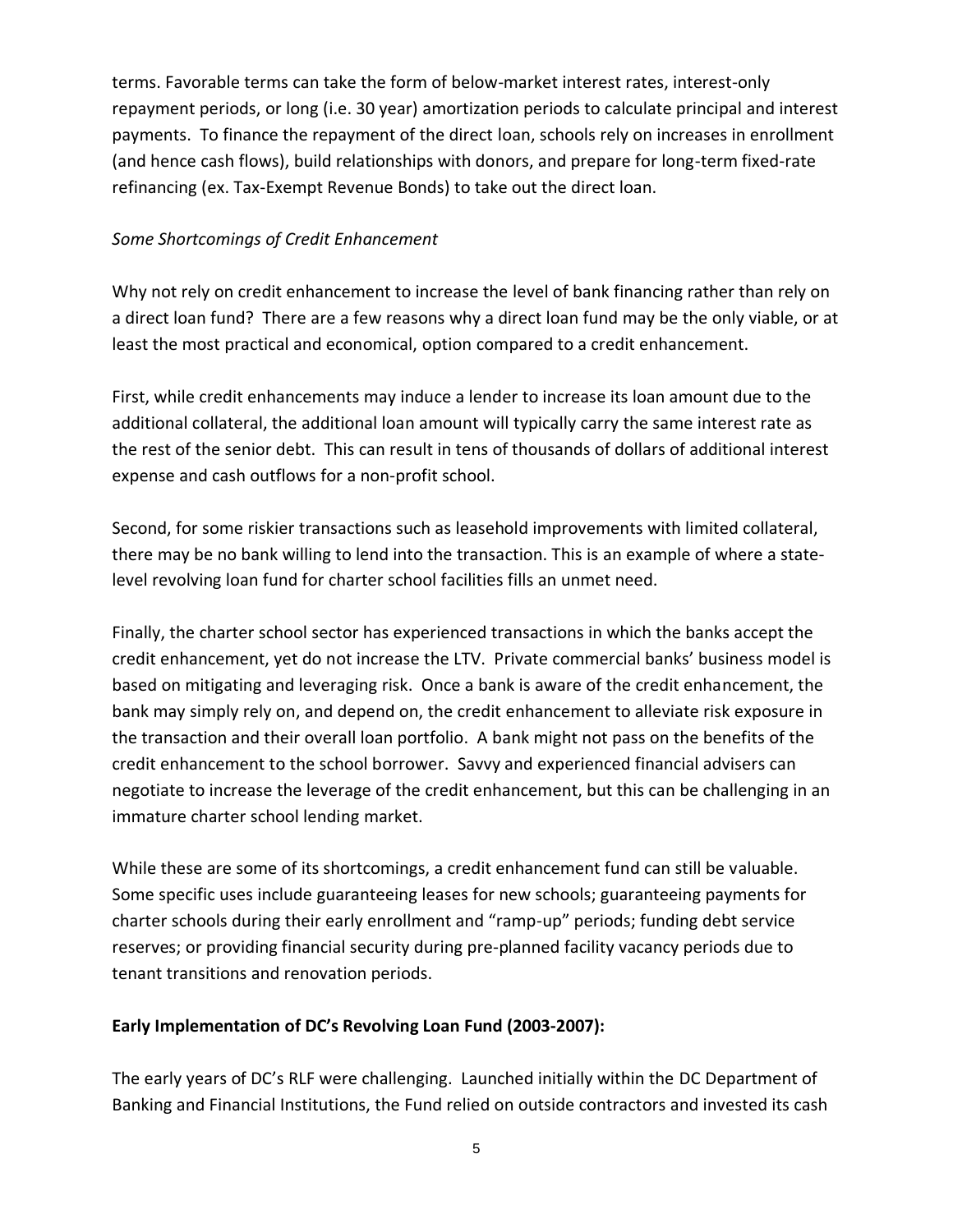terms. Favorable terms can take the form of below-market interest rates, interest-only repayment periods, or long (i.e. 30 year) amortization periods to calculate principal and interest payments. To finance the repayment of the direct loan, schools rely on increases in enrollment (and hence cash flows), build relationships with donors, and prepare for long-term fixed-rate refinancing (ex. Tax-Exempt Revenue Bonds) to take out the direct loan.

*Some Shortcomings of Credit Enhancement*

Why not rely on credit enhancement to increase the level of bank financing rather than rely on a direct loan fund? There are a few reasons why a direct loan fund may be the only viable, or at least the most practical and economical, option compared to a credit enhancement.

First, while credit enhancements may induce a lender to increase its loan amount due to the additional collateral, the additional loan amount will typically carry the same interest rate as the rest of the senior debt. This can result in tens of thousands of dollars of additional interest expense and cash outflows for a non-profit school.

Second, for some riskier transactions such as leasehold improvements with limited collateral, there may be no bank willing to lend into the transaction. This is an example of where a state-level revolving loan fund for charter school facilities fills an unmet need.

Finally, the charter school sector has experienced transactions in which the banks accept the credit enhancement, yet do not increase the LTV. Private commercial banks' business model is based on mitigating and leveraging risk. Once a bank is aware of the credit enhancement, the bank may simply rely on, and depend on, the credit enhancement to alleviate risk exposure in the transaction and their overall loan portfolio. A bank might not pass on the benefits of the credit enhancement to the school borrower. Savvy and experienced financial advisers can negotiate to increase the leverage of the credit enhancement, but this can be challenging in an immature charter school lending market.

While these are some of its shortcomings, a credit enhancement fund can still be valuable. Some specific uses include guaranteeing leases for new schools; guaranteeing payments for charter schools during their early enrollment and "ramp-up" periods; funding debt service reserves; or providing financial security during pre-planned facility vacancy periods due to tenant transitions and renovation periods.

**Early Implementation of DC's Revolving Loan Fund (2003-2007):**

The early years of DC's RLF were challenging. Launched initially within the DC Department of Banking and Financial Institutions, the Fund relied on outside contractors and invested its cash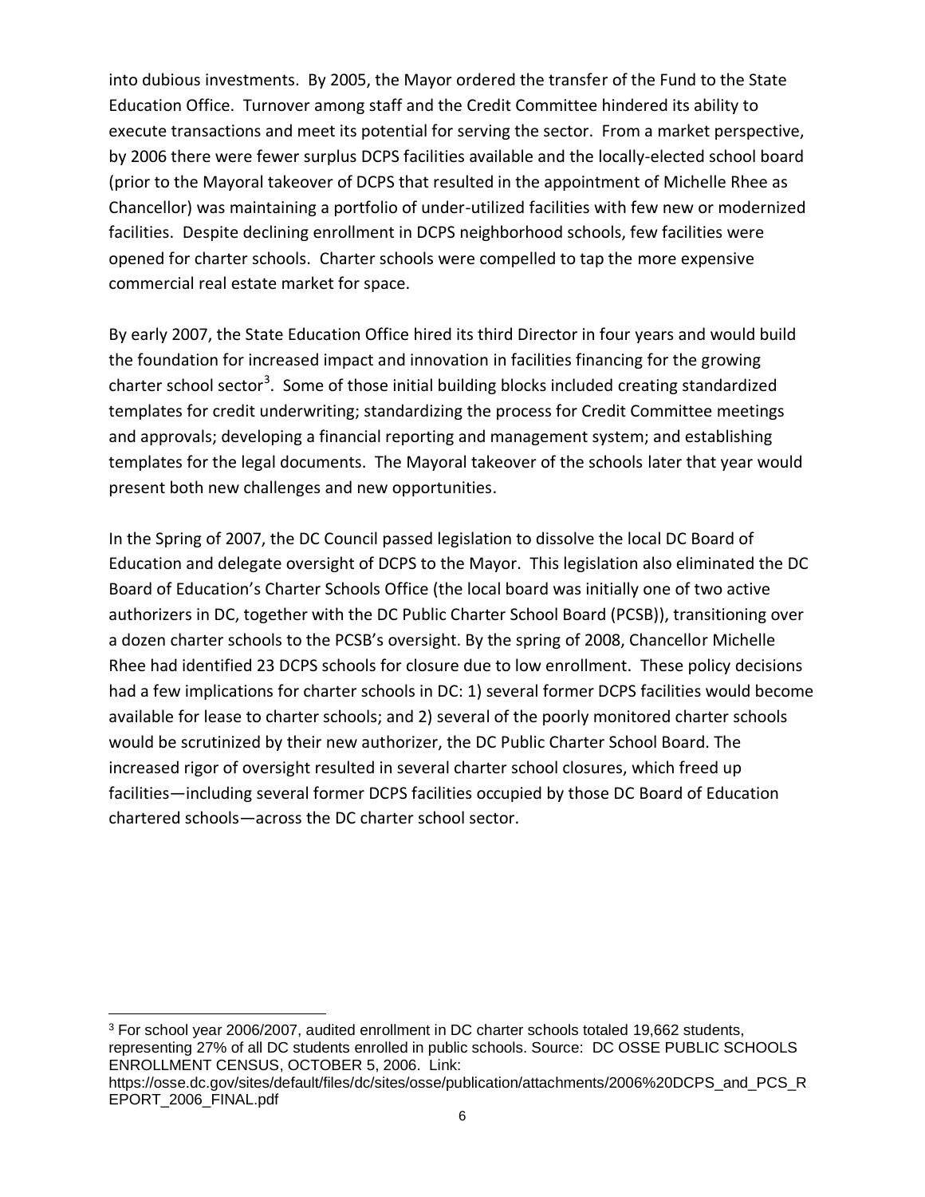into dubious investments. By 2005, the Mayor ordered the transfer of the Fund to the State Education Office. Turnover among staff and the Credit Committee hindered its ability to execute transactions and meet its potential for serving the sector. From a market perspective, by 2006 there were fewer surplus DCPS facilities available and the locally-elected school board (prior to the Mayoral takeover of DCPS that resulted in the appointment of Michelle Rhee as Chancellor) was maintaining a portfolio of under-utilized facilities with few new or modernized facilities. Despite declining enrollment in DCPS neighborhood schools, few facilities were opened for charter schools. Charter schools were compelled to tap the more expensive commercial real estate market for space.

By early 2007, the State Education Office hired its third Director in four years and would build the foundation for increased impact and innovation in facilities financing for the growing charter school sector[3]. Some of those initial building blocks included creating standardized templates for credit underwriting; standardizing the process for Credit Committee meetings and approvals; developing a financial reporting and management system; and establishing templates for the legal documents. The Mayoral takeover of the schools later that year would present both new challenges and new opportunities.

In the Spring of 2007, the DC Council passed legislation to dissolve the local DC Board of Education and delegate oversight of DCPS to the Mayor. This legislation also eliminated the DC Board of Education's Charter Schools Office (the local board was initially one of two active authorizers in DC, together with the DC Public Charter School Board (PCSB)), transitioning over a dozen charter schools to the PCSB's oversight. By the spring of 2008, Chancellor Michelle Rhee had identified 23 DCPS schools for closure due to low enrollment. These policy decisions had a few implications for charter schools in DC: 1) several former DCPS facilities would become available for lease to charter schools; and 2) several of the poorly monitored charter schools would be scrutinized by their new authorizer, the DC Public Charter School Board. The increased rigor of oversight resulted in several charter school closures, which freed up facilities—including several former DCPS facilities occupied by those DC Board of Education chartered schools—across the DC charter school sector.

[3] For school year 2006/2007, audited enrollment in DC charter schools totaled 19,662 students, representing 27% of all DC students enrolled in public schools. Source: DC OSSE PUBLIC SCHOOLS ENROLLMENT CENSUS, OCTOBER 5, 2006. Link: https://osse.dc.gov/sites/default/files/dc/sites/osse/publication/attachments/2006%20DCPS_and_PCS_REPORT_2006_FINAL.pdf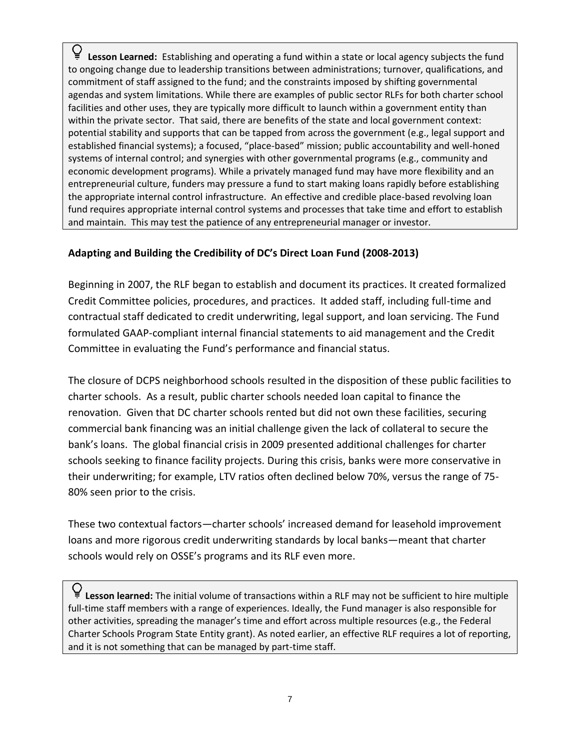**Lesson Learned:** Establishing and operating a fund within a state or local agency subjects the fund to ongoing change due to leadership transitions between administrations; turnover, qualifications, and commitment of staff assigned to the fund; and the constraints imposed by shifting governmental agendas and system limitations. While there are examples of public sector RLFs for both charter school facilities and other uses, they are typically more difficult to launch within a government entity than within the private sector. That said, there are benefits of the state and local government context: potential stability and supports that can be tapped from across the government (e.g., legal support and established financial systems); a focused, "place-based" mission; public accountability and well-honed systems of internal control; and synergies with other governmental programs (e.g., community and economic development programs). While a privately managed fund may have more flexibility and an entrepreneurial culture, funders may pressure a fund to start making loans rapidly before establishing the appropriate internal control infrastructure. An effective and credible place-based revolving loan fund requires appropriate internal control systems and processes that take time and effort to establish and maintain. This may test the patience of any entrepreneurial manager or investor.

**Adapting and Building the Credibility of DC's Direct Loan Fund (2008-2013)**

Beginning in 2007, the RLF began to establish and document its practices. It created formalized Credit Committee policies, procedures, and practices. It added staff, including full-time and contractual staff dedicated to credit underwriting, legal support, and loan servicing. The Fund formulated GAAP-compliant internal financial statements to aid management and the Credit Committee in evaluating the Fund's performance and financial status.

The closure of DCPS neighborhood schools resulted in the disposition of these public facilities to charter schools. As a result, public charter schools needed loan capital to finance the renovation. Given that DC charter schools rented but did not own these facilities, securing commercial bank financing was an initial challenge given the lack of collateral to secure the bank's loans. The global financial crisis in 2009 presented additional challenges for charter schools seeking to finance facility projects. During this crisis, banks were more conservative in their underwriting; for example, LTV ratios often declined below 70%, versus the range of 75-80% seen prior to the crisis.

These two contextual factors—charter schools' increased demand for leasehold improvement loans and more rigorous credit underwriting standards by local banks—meant that charter schools would rely on OSSE's programs and its RLF even more.

**Lesson learned:** The initial volume of transactions within a RLF may not be sufficient to hire multiple full-time staff members with a range of experiences. Ideally, the Fund manager is also responsible for other activities, spreading the manager's time and effort across multiple resources (e.g., the Federal Charter Schools Program State Entity grant). As noted earlier, an effective RLF requires a lot of reporting, and it is not something that can be managed by part-time staff.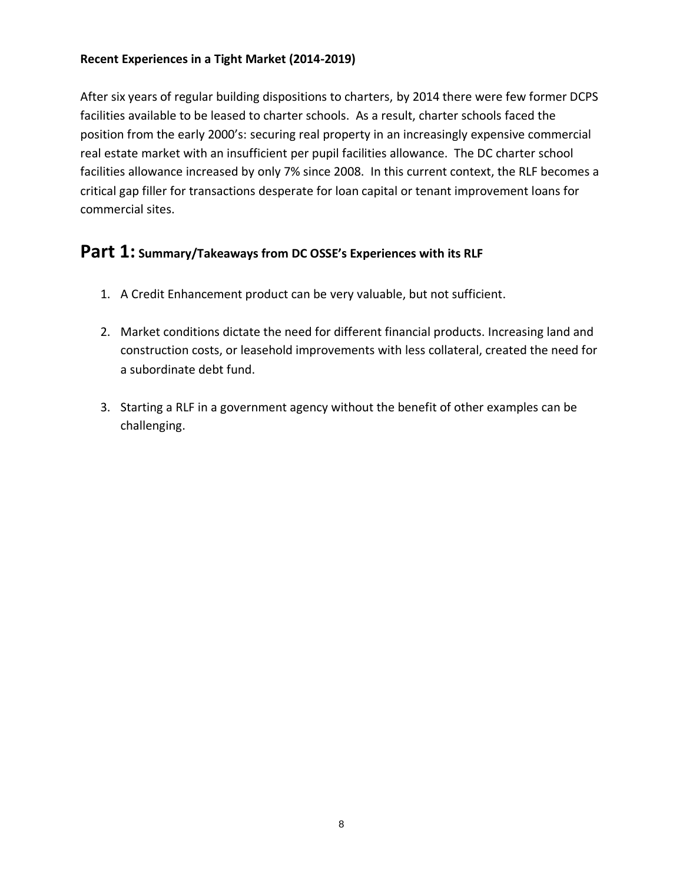**Recent Experiences in a Tight Market (2014-2019)**

After six years of regular building dispositions to charters, by 2014 there were few former DCPS facilities available to be leased to charter schools. As a result, charter schools faced the position from the early 2000's: securing real property in an increasingly expensive commercial real estate market with an insufficient per pupil facilities allowance. The DC charter school facilities allowance increased by only 7% since 2008. In this current context, the RLF becomes a critical gap filler for transactions desperate for loan capital or tenant improvement loans for commercial sites.

## Part 1: Summary/Takeaways from DC OSSE's Experiences with its RLF

1. A Credit Enhancement product can be very valuable, but not sufficient.

2. Market conditions dictate the need for different financial products. Increasing land and construction costs, or leasehold improvements with less collateral, created the need for a subordinate debt fund.

3. Starting a RLF in a government agency without the benefit of other examples can be challenging.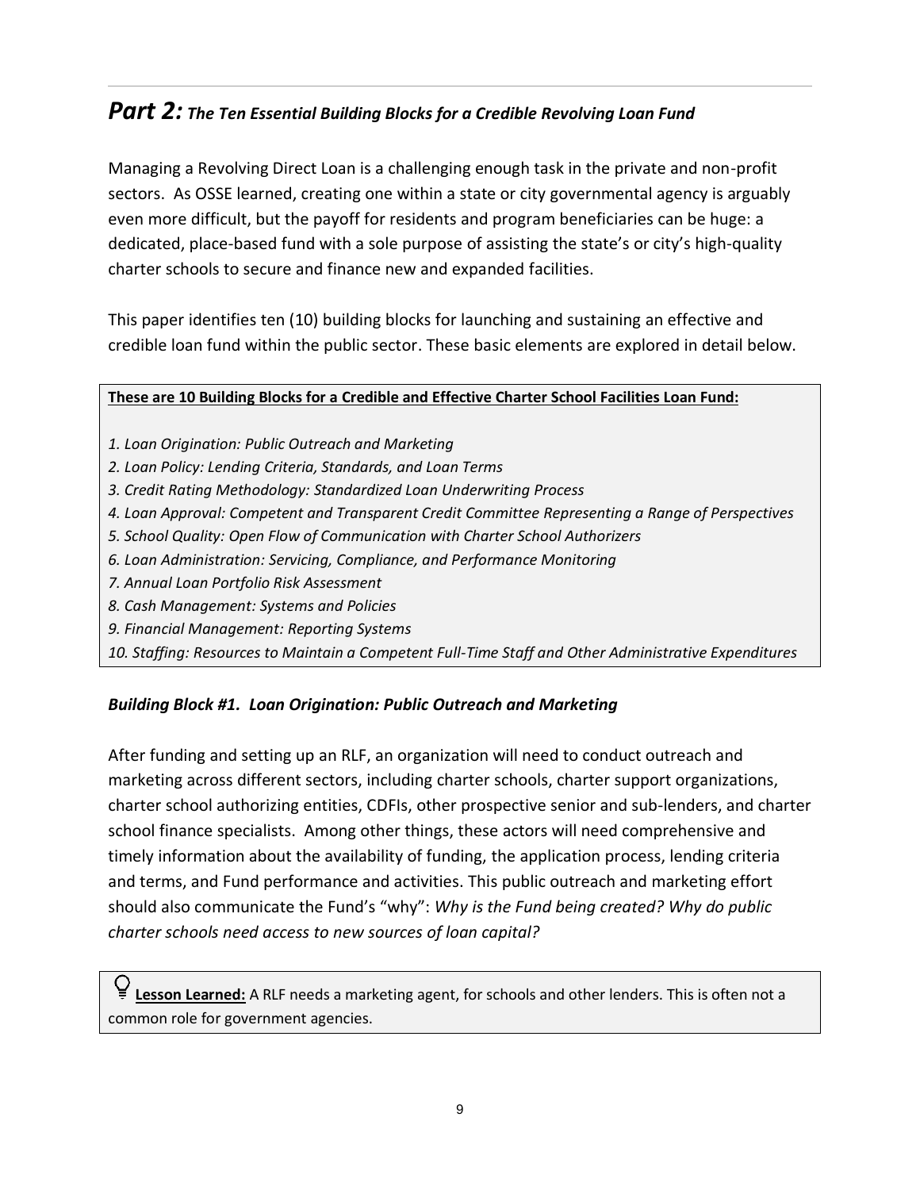## *Part 2: The Ten Essential Building Blocks for a Credible Revolving Loan Fund*

Managing a Revolving Direct Loan is a challenging enough task in the private and non-profit sectors. As OSSE learned, creating one within a state or city governmental agency is arguably even more difficult, but the payoff for residents and program beneficiaries can be huge: a dedicated, place-based fund with a sole purpose of assisting the state's or city's high-quality charter schools to secure and finance new and expanded facilities.

This paper identifies ten (10) building blocks for launching and sustaining an effective and credible loan fund within the public sector. These basic elements are explored in detail below.

> **These are 10 Building Blocks for a Credible and Effective Charter School Facilities Loan Fund:**
>
> *1. Loan Origination: Public Outreach and Marketing*
> *2. Loan Policy: Lending Criteria, Standards, and Loan Terms*
> *3. Credit Rating Methodology: Standardized Loan Underwriting Process*
> *4. Loan Approval: Competent and Transparent Credit Committee Representing a Range of Perspectives*
> *5. School Quality: Open Flow of Communication with Charter School Authorizers*
> *6. Loan Administration: Servicing, Compliance, and Performance Monitoring*
> *7. Annual Loan Portfolio Risk Assessment*
> *8. Cash Management: Systems and Policies*
> *9. Financial Management: Reporting Systems*
> *10. Staffing: Resources to Maintain a Competent Full-Time Staff and Other Administrative Expenditures*

### *Building Block #1. Loan Origination: Public Outreach and Marketing*

After funding and setting up an RLF, an organization will need to conduct outreach and marketing across different sectors, including charter schools, charter support organizations, charter school authorizing entities, CDFIs, other prospective senior and sub-lenders, and charter school finance specialists. Among other things, these actors will need comprehensive and timely information about the availability of funding, the application process, lending criteria and terms, and Fund performance and activities. This public outreach and marketing effort should also communicate the Fund's "why": *Why is the Fund being created? Why do public charter schools need access to new sources of loan capital?*

> **Lesson Learned:** A RLF needs a marketing agent, for schools and other lenders. This is often not a common role for government agencies.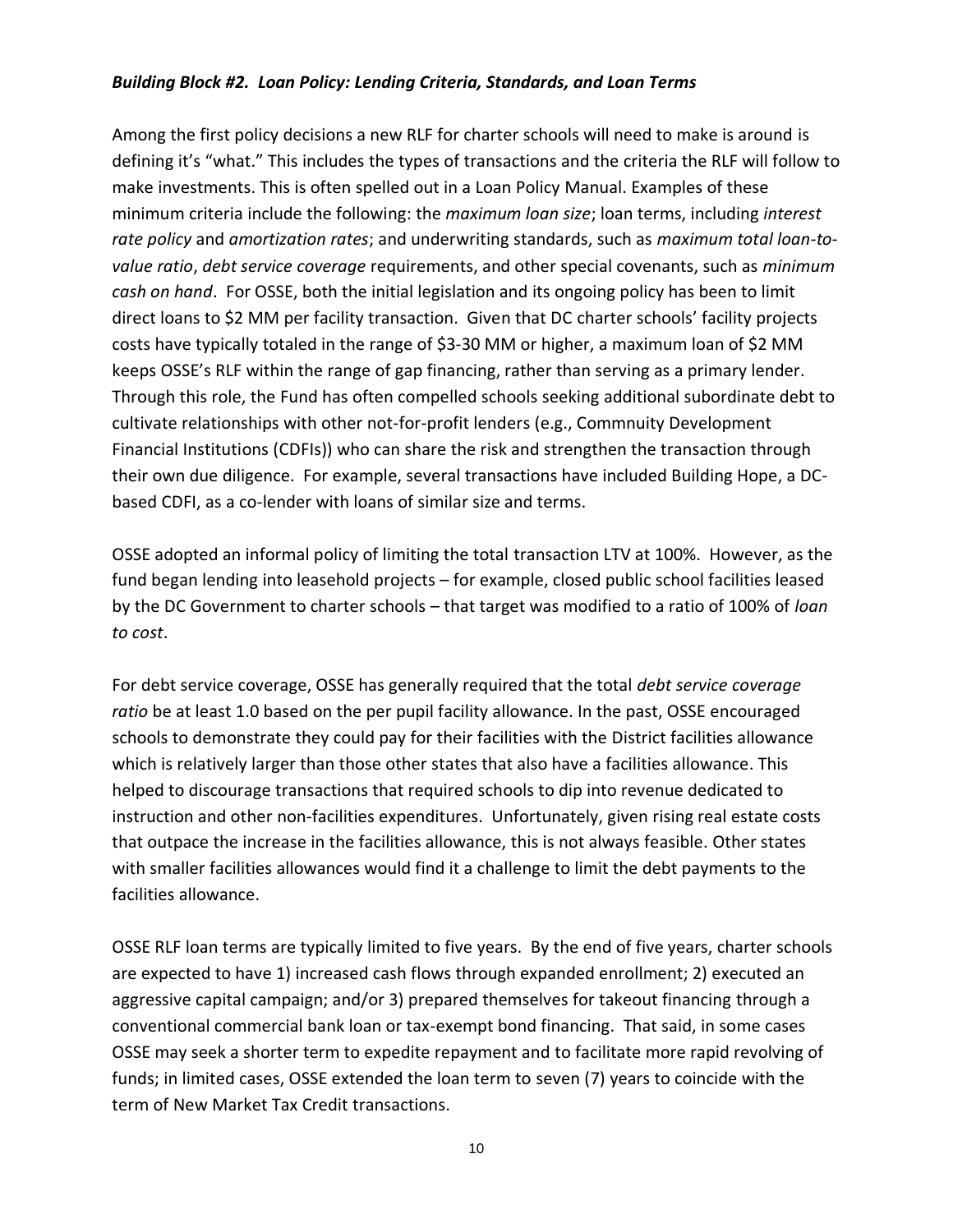***Building Block #2. Loan Policy: Lending Criteria, Standards, and Loan Terms***

Among the first policy decisions a new RLF for charter schools will need to make is around is defining it's "what." This includes the types of transactions and the criteria the RLF will follow to make investments. This is often spelled out in a Loan Policy Manual. Examples of these minimum criteria include the following: the *maximum loan size*; loan terms, including *interest rate policy* and *amortization rates*; and underwriting standards, such as *maximum total loan-to-value ratio*, *debt service coverage* requirements, and other special covenants, such as *minimum cash on hand*. For OSSE, both the initial legislation and its ongoing policy has been to limit direct loans to \$2 MM per facility transaction. Given that DC charter schools' facility projects costs have typically totaled in the range of \$3-30 MM or higher, a maximum loan of \$2 MM keeps OSSE's RLF within the range of gap financing, rather than serving as a primary lender. Through this role, the Fund has often compelled schools seeking additional subordinate debt to cultivate relationships with other not-for-profit lenders (e.g., Commnuity Development Financial Institutions (CDFIs)) who can share the risk and strengthen the transaction through their own due diligence. For example, several transactions have included Building Hope, a DC-based CDFI, as a co-lender with loans of similar size and terms.

OSSE adopted an informal policy of limiting the total transaction LTV at 100%. However, as the fund began lending into leasehold projects – for example, closed public school facilities leased by the DC Government to charter schools – that target was modified to a ratio of 100% of *loan to cost*.

For debt service coverage, OSSE has generally required that the total *debt service coverage ratio* be at least 1.0 based on the per pupil facility allowance. In the past, OSSE encouraged schools to demonstrate they could pay for their facilities with the District facilities allowance which is relatively larger than those other states that also have a facilities allowance. This helped to discourage transactions that required schools to dip into revenue dedicated to instruction and other non-facilities expenditures. Unfortunately, given rising real estate costs that outpace the increase in the facilities allowance, this is not always feasible. Other states with smaller facilities allowances would find it a challenge to limit the debt payments to the facilities allowance.

OSSE RLF loan terms are typically limited to five years. By the end of five years, charter schools are expected to have 1) increased cash flows through expanded enrollment; 2) executed an aggressive capital campaign; and/or 3) prepared themselves for takeout financing through a conventional commercial bank loan or tax-exempt bond financing. That said, in some cases OSSE may seek a shorter term to expedite repayment and to facilitate more rapid revolving of funds; in limited cases, OSSE extended the loan term to seven (7) years to coincide with the term of New Market Tax Credit transactions.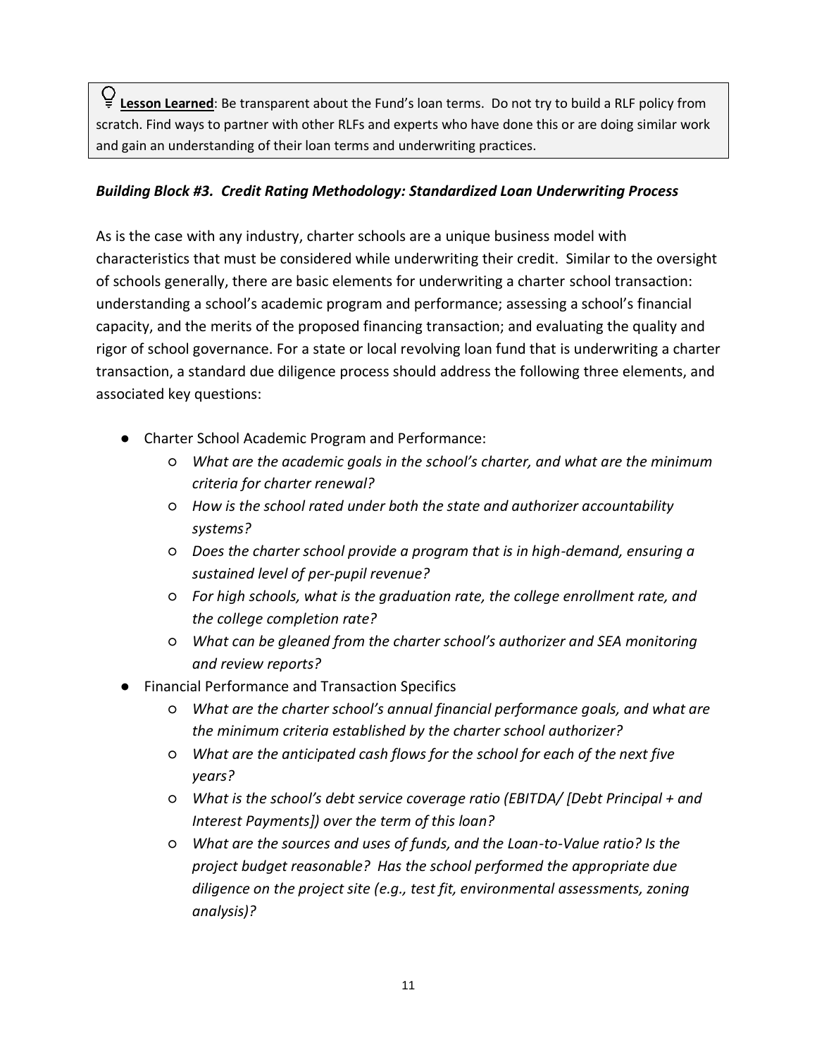> **Lesson Learned**: Be transparent about the Fund's loan terms. Do not try to build a RLF policy from scratch. Find ways to partner with other RLFs and experts who have done this or are doing similar work and gain an understanding of their loan terms and underwriting practices.

***Building Block #3. Credit Rating Methodology: Standardized Loan Underwriting Process***

As is the case with any industry, charter schools are a unique business model with characteristics that must be considered while underwriting their credit. Similar to the oversight of schools generally, there are basic elements for underwriting a charter school transaction: understanding a school's academic program and performance; assessing a school's financial capacity, and the merits of the proposed financing transaction; and evaluating the quality and rigor of school governance. For a state or local revolving loan fund that is underwriting a charter transaction, a standard due diligence process should address the following three elements, and associated key questions:

- Charter School Academic Program and Performance:
  - *What are the academic goals in the school's charter, and what are the minimum criteria for charter renewal?*
  - *How is the school rated under both the state and authorizer accountability systems?*
  - *Does the charter school provide a program that is in high-demand, ensuring a sustained level of per-pupil revenue?*
  - *For high schools, what is the graduation rate, the college enrollment rate, and the college completion rate?*
  - *What can be gleaned from the charter school's authorizer and SEA monitoring and review reports?*
- Financial Performance and Transaction Specifics
  - *What are the charter school's annual financial performance goals, and what are the minimum criteria established by the charter school authorizer?*
  - *What are the anticipated cash flows for the school for each of the next five years?*
  - *What is the school's debt service coverage ratio (EBITDA/ [Debt Principal + and Interest Payments]) over the term of this loan?*
  - *What are the sources and uses of funds, and the Loan-to-Value ratio? Is the project budget reasonable? Has the school performed the appropriate due diligence on the project site (e.g., test fit, environmental assessments, zoning analysis)?*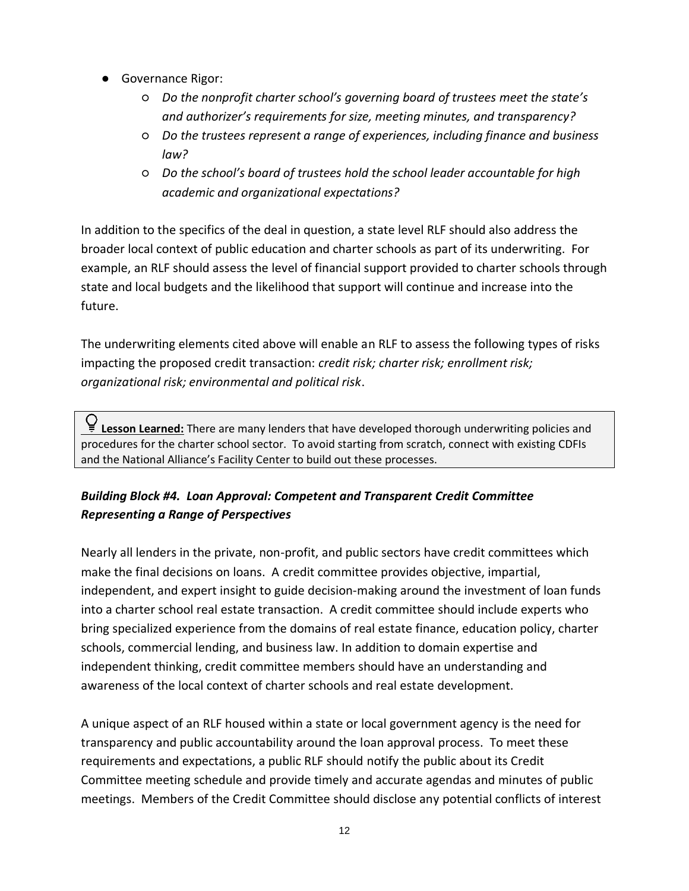- Governance Rigor:
    - *Do the nonprofit charter school's governing board of trustees meet the state's and authorizer's requirements for size, meeting minutes, and transparency?*
    - *Do the trustees represent a range of experiences, including finance and business law?*
    - *Do the school's board of trustees hold the school leader accountable for high academic and organizational expectations?*

In addition to the specifics of the deal in question, a state level RLF should also address the broader local context of public education and charter schools as part of its underwriting. For example, an RLF should assess the level of financial support provided to charter schools through state and local budgets and the likelihood that support will continue and increase into the future.

The underwriting elements cited above will enable an RLF to assess the following types of risks impacting the proposed credit transaction: *credit risk; charter risk; enrollment risk; organizational risk; environmental and political risk*.

> **Lesson Learned:** There are many lenders that have developed thorough underwriting policies and procedures for the charter school sector. To avoid starting from scratch, connect with existing CDFIs and the National Alliance's Facility Center to build out these processes.

### *Building Block #4. Loan Approval: Competent and Transparent Credit Committee Representing a Range of Perspectives*

Nearly all lenders in the private, non-profit, and public sectors have credit committees which make the final decisions on loans. A credit committee provides objective, impartial, independent, and expert insight to guide decision-making around the investment of loan funds into a charter school real estate transaction. A credit committee should include experts who bring specialized experience from the domains of real estate finance, education policy, charter schools, commercial lending, and business law. In addition to domain expertise and independent thinking, credit committee members should have an understanding and awareness of the local context of charter schools and real estate development.

A unique aspect of an RLF housed within a state or local government agency is the need for transparency and public accountability around the loan approval process. To meet these requirements and expectations, a public RLF should notify the public about its Credit Committee meeting schedule and provide timely and accurate agendas and minutes of public meetings. Members of the Credit Committee should disclose any potential conflicts of interest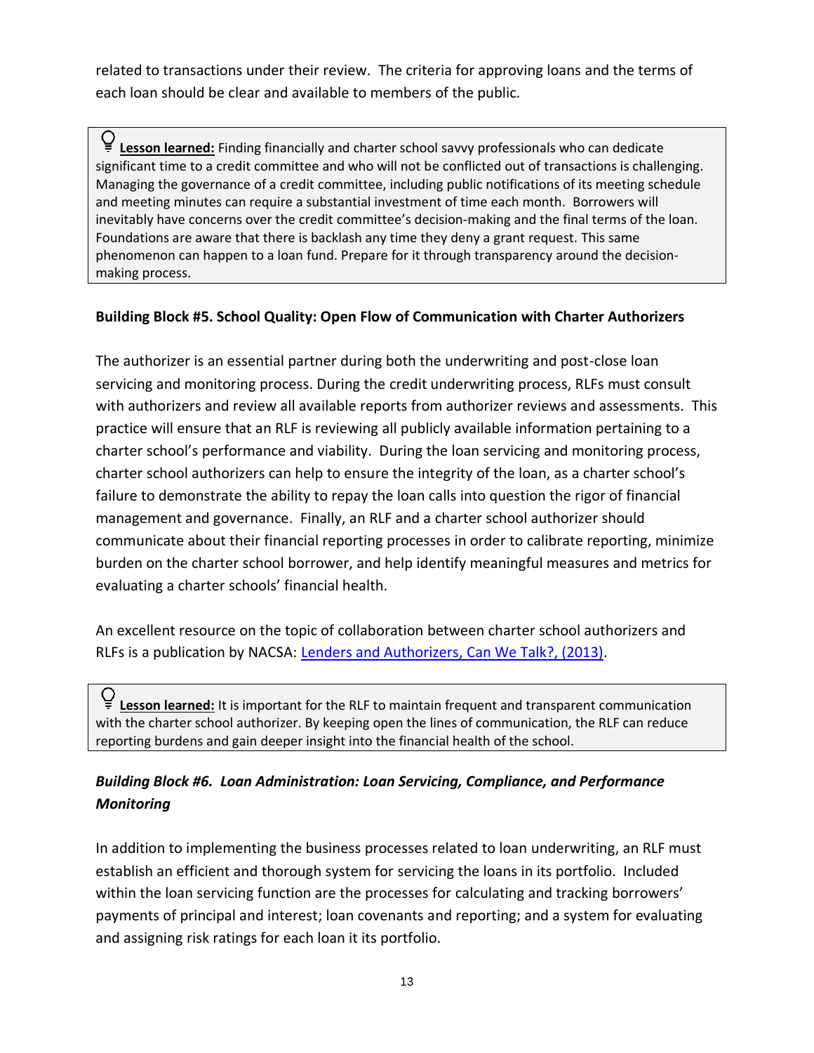related to transactions under their review. The criteria for approving loans and the terms of each loan should be clear and available to members of the public.

> **Lesson learned:** Finding financially and charter school savvy professionals who can dedicate significant time to a credit committee and who will not be conflicted out of transactions is challenging. Managing the governance of a credit committee, including public notifications of its meeting schedule and meeting minutes can require a substantial investment of time each month. Borrowers will inevitably have concerns over the credit committee's decision-making and the final terms of the loan. Foundations are aware that there is backlash any time they deny a grant request. This same phenomenon can happen to a loan fund. Prepare for it through transparency around the decision-making process.

**Building Block #5. School Quality: Open Flow of Communication with Charter Authorizers**

The authorizer is an essential partner during both the underwriting and post-close loan servicing and monitoring process. During the credit underwriting process, RLFs must consult with authorizers and review all available reports from authorizer reviews and assessments. This practice will ensure that an RLF is reviewing all publicly available information pertaining to a charter school's performance and viability. During the loan servicing and monitoring process, charter school authorizers can help to ensure the integrity of the loan, as a charter school's failure to demonstrate the ability to repay the loan calls into question the rigor of financial management and governance. Finally, an RLF and a charter school authorizer should communicate about their financial reporting processes in order to calibrate reporting, minimize burden on the charter school borrower, and help identify meaningful measures and metrics for evaluating a charter schools' financial health.

An excellent resource on the topic of collaboration between charter school authorizers and RLFs is a publication by NACSA: Lenders and Authorizers, Can We Talk?, (2013).

> **Lesson learned:** It is important for the RLF to maintain frequent and transparent communication with the charter school authorizer. By keeping open the lines of communication, the RLF can reduce reporting burdens and gain deeper insight into the financial health of the school.

***Building Block #6. Loan Administration: Loan Servicing, Compliance, and Performance Monitoring***

In addition to implementing the business processes related to loan underwriting, an RLF must establish an efficient and thorough system for servicing the loans in its portfolio. Included within the loan servicing function are the processes for calculating and tracking borrowers' payments of principal and interest; loan covenants and reporting; and a system for evaluating and assigning risk ratings for each loan it its portfolio.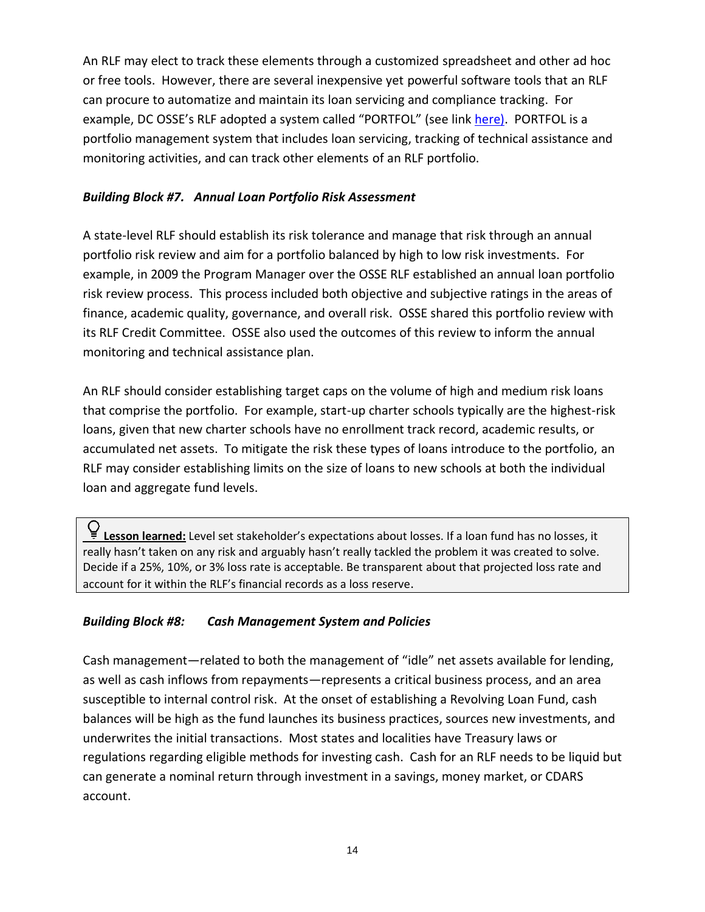An RLF may elect to track these elements through a customized spreadsheet and other ad hoc or free tools. However, there are several inexpensive yet powerful software tools that an RLF can procure to automatize and maintain its loan servicing and compliance tracking. For example, DC OSSE's RLF adopted a system called "PORTFOL" (see link [here)](). PORTFOL is a portfolio management system that includes loan servicing, tracking of technical assistance and monitoring activities, and can track other elements of an RLF portfolio.

### *Building Block #7. Annual Loan Portfolio Risk Assessment*

A state-level RLF should establish its risk tolerance and manage that risk through an annual portfolio risk review and aim for a portfolio balanced by high to low risk investments. For example, in 2009 the Program Manager over the OSSE RLF established an annual loan portfolio risk review process. This process included both objective and subjective ratings in the areas of finance, academic quality, governance, and overall risk. OSSE shared this portfolio review with its RLF Credit Committee. OSSE also used the outcomes of this review to inform the annual monitoring and technical assistance plan.

An RLF should consider establishing target caps on the volume of high and medium risk loans that comprise the portfolio. For example, start-up charter schools typically are the highest-risk loans, given that new charter schools have no enrollment track record, academic results, or accumulated net assets. To mitigate the risk these types of loans introduce to the portfolio, an RLF may consider establishing limits on the size of loans to new schools at both the individual loan and aggregate fund levels.

> **Lesson learned:** Level set stakeholder's expectations about losses. If a loan fund has no losses, it really hasn't taken on any risk and arguably hasn't really tackled the problem it was created to solve. Decide if a 25%, 10%, or 3% loss rate is acceptable. Be transparent about that projected loss rate and account for it within the RLF's financial records as a loss reserve.

### *Building Block #8: Cash Management System and Policies*

Cash management—related to both the management of "idle" net assets available for lending, as well as cash inflows from repayments—represents a critical business process, and an area susceptible to internal control risk. At the onset of establishing a Revolving Loan Fund, cash balances will be high as the fund launches its business practices, sources new investments, and underwrites the initial transactions. Most states and localities have Treasury laws or regulations regarding eligible methods for investing cash. Cash for an RLF needs to be liquid but can generate a nominal return through investment in a savings, money market, or CDARS account.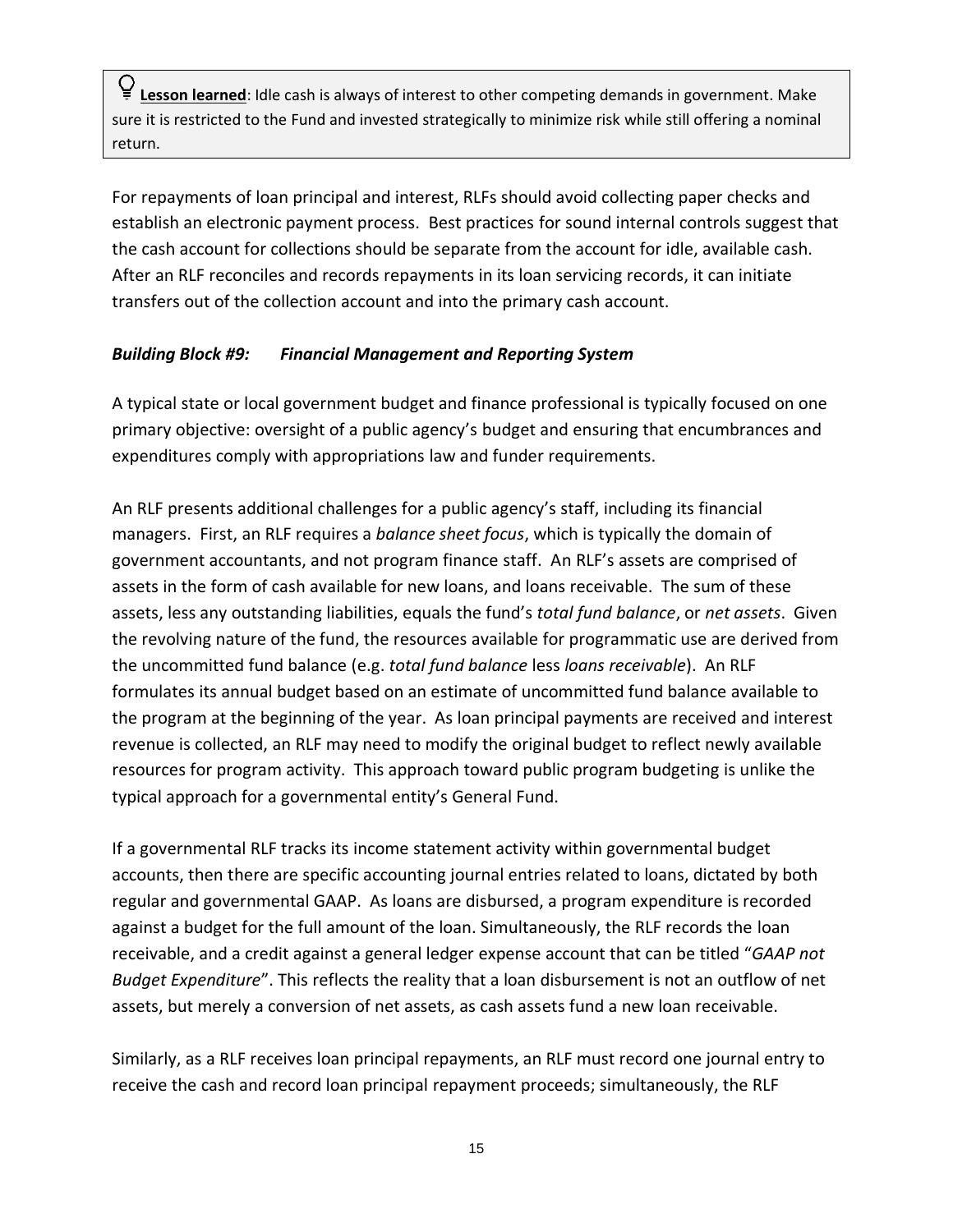> **Lesson learned**: Idle cash is always of interest to other competing demands in government. Make sure it is restricted to the Fund and invested strategically to minimize risk while still offering a nominal return.

For repayments of loan principal and interest, RLFs should avoid collecting paper checks and establish an electronic payment process. Best practices for sound internal controls suggest that the cash account for collections should be separate from the account for idle, available cash. After an RLF reconciles and records repayments in its loan servicing records, it can initiate transfers out of the collection account and into the primary cash account.

### *Building Block #9: Financial Management and Reporting System*

A typical state or local government budget and finance professional is typically focused on one primary objective: oversight of a public agency's budget and ensuring that encumbrances and expenditures comply with appropriations law and funder requirements.

An RLF presents additional challenges for a public agency's staff, including its financial managers. First, an RLF requires a *balance sheet focus*, which is typically the domain of government accountants, and not program finance staff. An RLF's assets are comprised of assets in the form of cash available for new loans, and loans receivable. The sum of these assets, less any outstanding liabilities, equals the fund's *total fund balance*, or *net assets*. Given the revolving nature of the fund, the resources available for programmatic use are derived from the uncommitted fund balance (e.g. *total fund balance* less *loans receivable*). An RLF formulates its annual budget based on an estimate of uncommitted fund balance available to the program at the beginning of the year. As loan principal payments are received and interest revenue is collected, an RLF may need to modify the original budget to reflect newly available resources for program activity. This approach toward public program budgeting is unlike the typical approach for a governmental entity's General Fund.

If a governmental RLF tracks its income statement activity within governmental budget accounts, then there are specific accounting journal entries related to loans, dictated by both regular and governmental GAAP. As loans are disbursed, a program expenditure is recorded against a budget for the full amount of the loan. Simultaneously, the RLF records the loan receivable, and a credit against a general ledger expense account that can be titled "*GAAP not Budget Expenditure*". This reflects the reality that a loan disbursement is not an outflow of net assets, but merely a conversion of net assets, as cash assets fund a new loan receivable.

Similarly, as a RLF receives loan principal repayments, an RLF must record one journal entry to receive the cash and record loan principal repayment proceeds; simultaneously, the RLF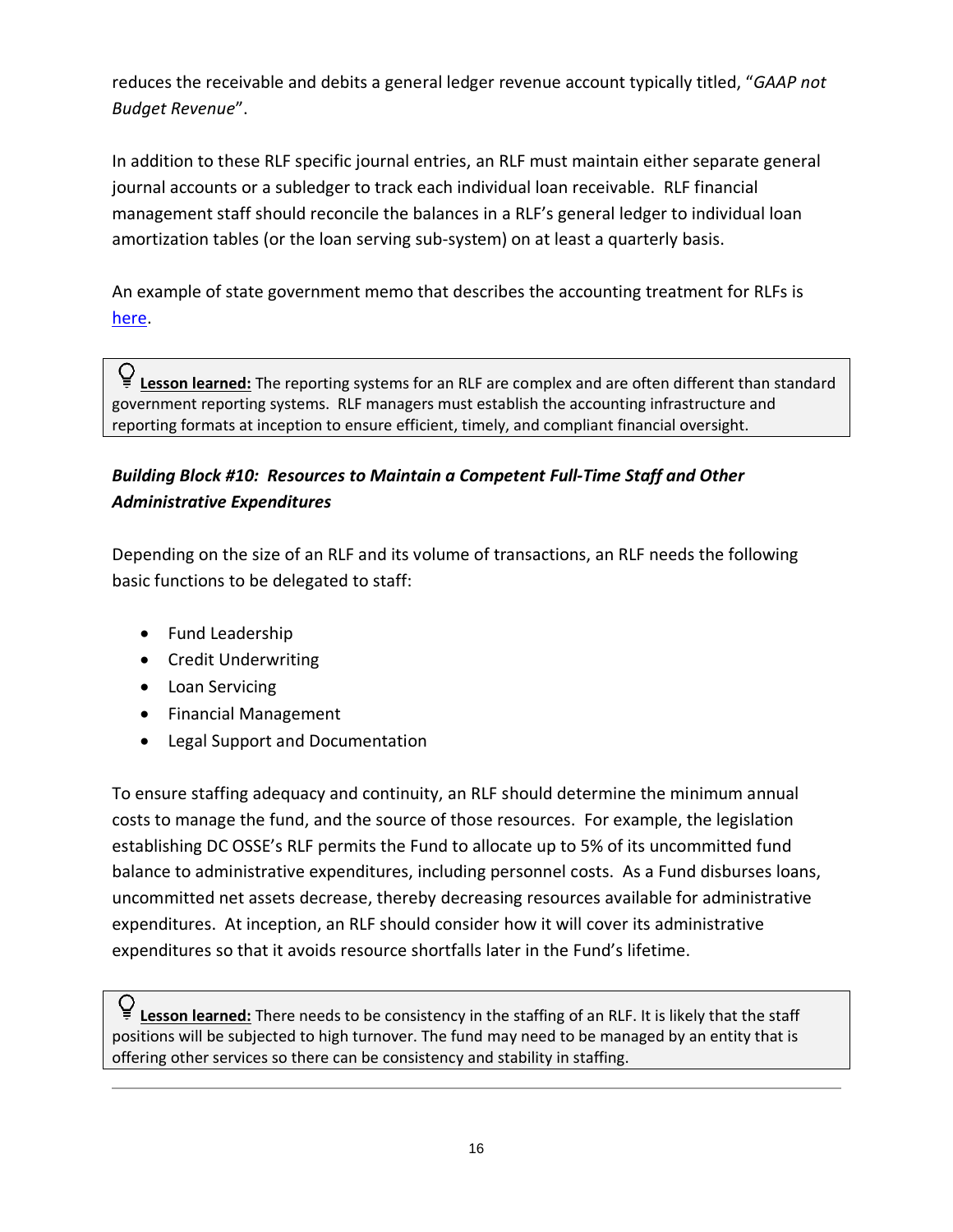reduces the receivable and debits a general ledger revenue account typically titled, "*GAAP not Budget Revenue*".

In addition to these RLF specific journal entries, an RLF must maintain either separate general journal accounts or a subledger to track each individual loan receivable. RLF financial management staff should reconcile the balances in a RLF's general ledger to individual loan amortization tables (or the loan serving sub-system) on at least a quarterly basis.

An example of state government memo that describes the accounting treatment for RLFs is here.

> **Lesson learned:** The reporting systems for an RLF are complex and are often different than standard government reporting systems. RLF managers must establish the accounting infrastructure and reporting formats at inception to ensure efficient, timely, and compliant financial oversight.

### *Building Block #10: Resources to Maintain a Competent Full-Time Staff and Other Administrative Expenditures*

Depending on the size of an RLF and its volume of transactions, an RLF needs the following basic functions to be delegated to staff:

- Fund Leadership
- Credit Underwriting
- Loan Servicing
- Financial Management
- Legal Support and Documentation

To ensure staffing adequacy and continuity, an RLF should determine the minimum annual costs to manage the fund, and the source of those resources. For example, the legislation establishing DC OSSE's RLF permits the Fund to allocate up to 5% of its uncommitted fund balance to administrative expenditures, including personnel costs. As a Fund disburses loans, uncommitted net assets decrease, thereby decreasing resources available for administrative expenditures. At inception, an RLF should consider how it will cover its administrative expenditures so that it avoids resource shortfalls later in the Fund's lifetime.

> **Lesson learned:** There needs to be consistency in the staffing of an RLF. It is likely that the staff positions will be subjected to high turnover. The fund may need to be managed by an entity that is offering other services so there can be consistency and stability in staffing.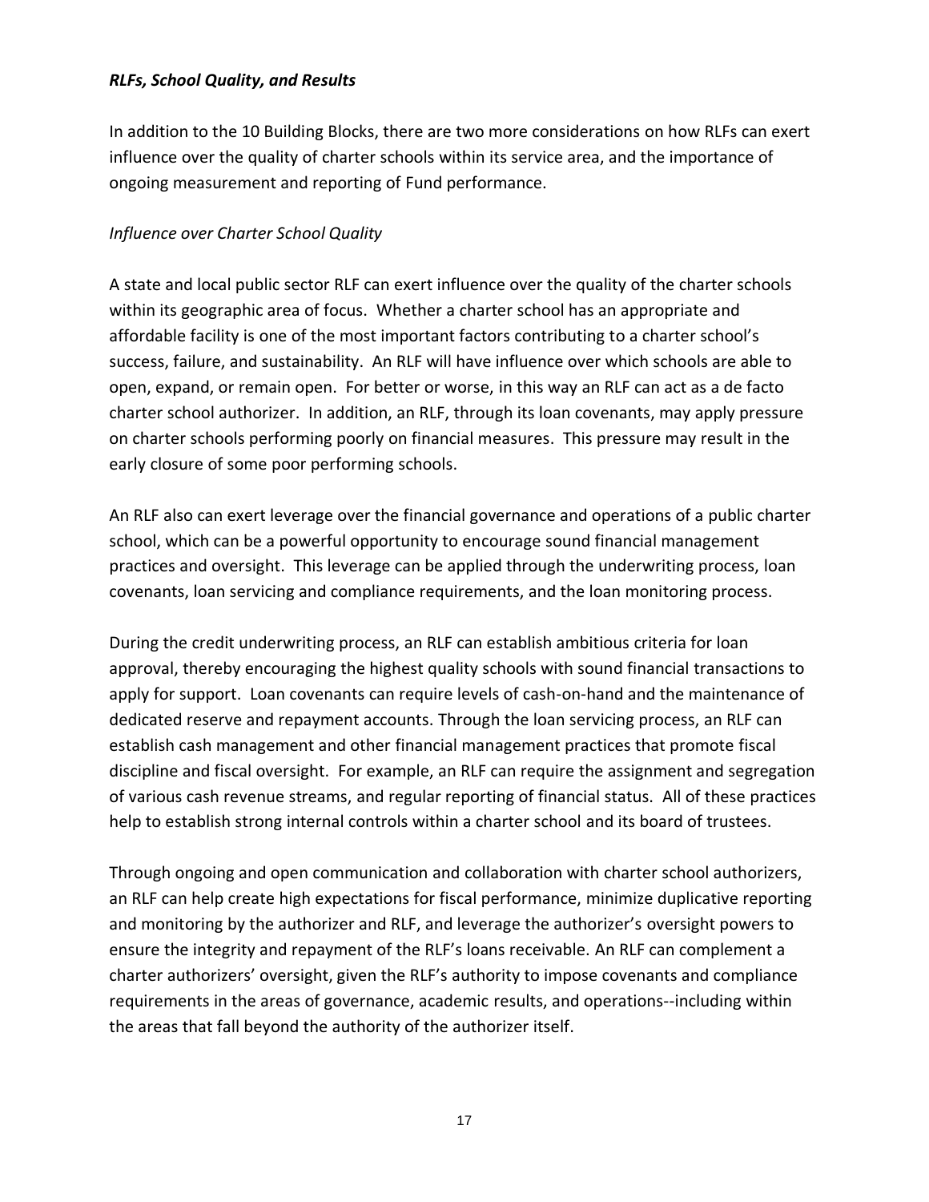### *RLFs, School Quality, and Results*

In addition to the 10 Building Blocks, there are two more considerations on how RLFs can exert influence over the quality of charter schools within its service area, and the importance of ongoing measurement and reporting of Fund performance.

#### *Influence over Charter School Quality*

A state and local public sector RLF can exert influence over the quality of the charter schools within its geographic area of focus. Whether a charter school has an appropriate and affordable facility is one of the most important factors contributing to a charter school's success, failure, and sustainability. An RLF will have influence over which schools are able to open, expand, or remain open. For better or worse, in this way an RLF can act as a de facto charter school authorizer. In addition, an RLF, through its loan covenants, may apply pressure on charter schools performing poorly on financial measures. This pressure may result in the early closure of some poor performing schools.

An RLF also can exert leverage over the financial governance and operations of a public charter school, which can be a powerful opportunity to encourage sound financial management practices and oversight. This leverage can be applied through the underwriting process, loan covenants, loan servicing and compliance requirements, and the loan monitoring process.

During the credit underwriting process, an RLF can establish ambitious criteria for loan approval, thereby encouraging the highest quality schools with sound financial transactions to apply for support. Loan covenants can require levels of cash-on-hand and the maintenance of dedicated reserve and repayment accounts. Through the loan servicing process, an RLF can establish cash management and other financial management practices that promote fiscal discipline and fiscal oversight. For example, an RLF can require the assignment and segregation of various cash revenue streams, and regular reporting of financial status. All of these practices help to establish strong internal controls within a charter school and its board of trustees.

Through ongoing and open communication and collaboration with charter school authorizers, an RLF can help create high expectations for fiscal performance, minimize duplicative reporting and monitoring by the authorizer and RLF, and leverage the authorizer's oversight powers to ensure the integrity and repayment of the RLF's loans receivable. An RLF can complement a charter authorizers' oversight, given the RLF's authority to impose covenants and compliance requirements in the areas of governance, academic results, and operations--including within the areas that fall beyond the authority of the authorizer itself.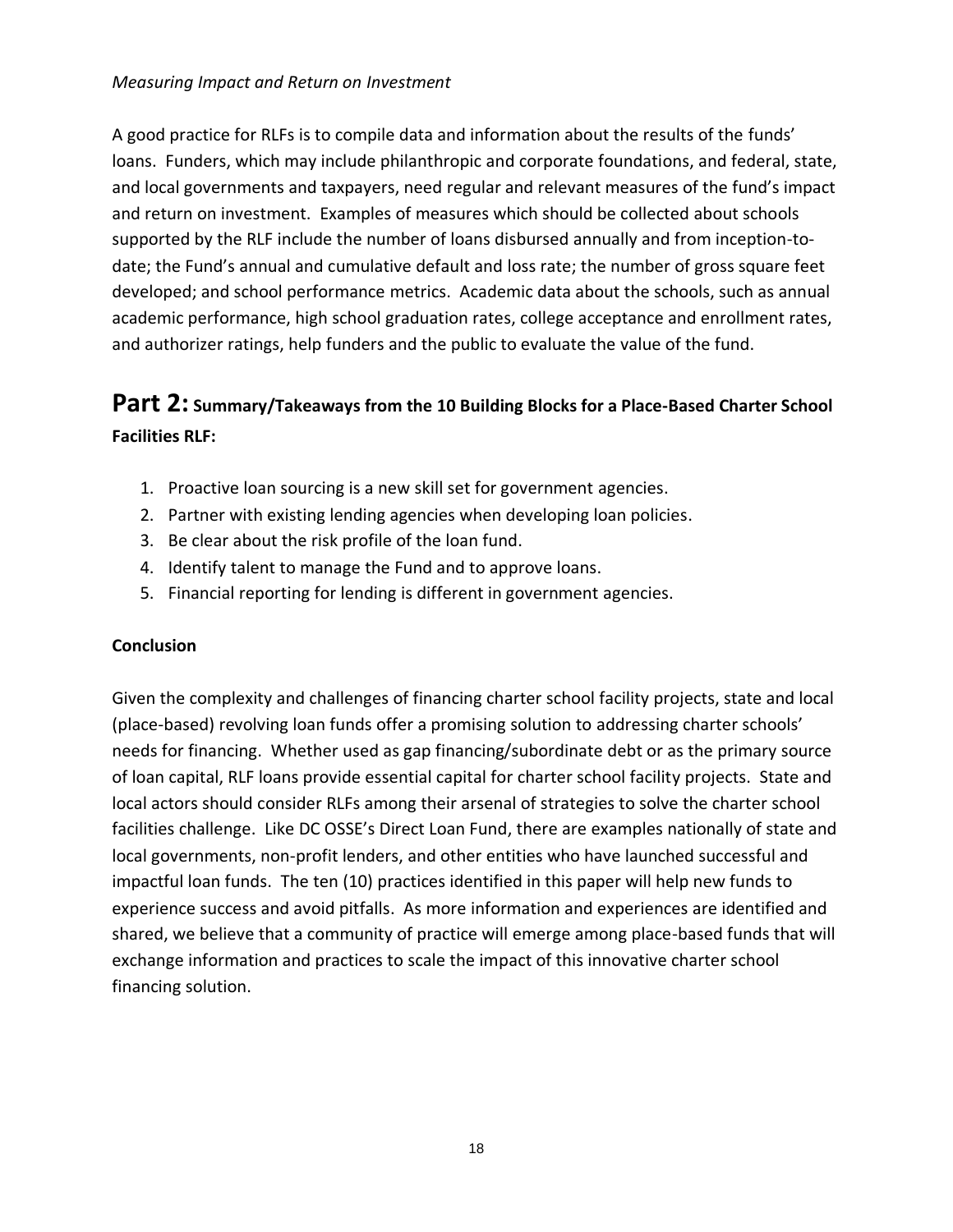*Measuring Impact and Return on Investment*

A good practice for RLFs is to compile data and information about the results of the funds' loans. Funders, which may include philanthropic and corporate foundations, and federal, state, and local governments and taxpayers, need regular and relevant measures of the fund's impact and return on investment. Examples of measures which should be collected about schools supported by the RLF include the number of loans disbursed annually and from inception-to-date; the Fund's annual and cumulative default and loss rate; the number of gross square feet developed; and school performance metrics. Academic data about the schools, such as annual academic performance, high school graduation rates, college acceptance and enrollment rates, and authorizer ratings, help funders and the public to evaluate the value of the fund.

## Part 2: Summary/Takeaways from the 10 Building Blocks for a Place-Based Charter School Facilities RLF:

1. Proactive loan sourcing is a new skill set for government agencies.
2. Partner with existing lending agencies when developing loan policies.
3. Be clear about the risk profile of the loan fund.
4. Identify talent to manage the Fund and to approve loans.
5. Financial reporting for lending is different in government agencies.

**Conclusion**

Given the complexity and challenges of financing charter school facility projects, state and local (place-based) revolving loan funds offer a promising solution to addressing charter schools' needs for financing. Whether used as gap financing/subordinate debt or as the primary source of loan capital, RLF loans provide essential capital for charter school facility projects. State and local actors should consider RLFs among their arsenal of strategies to solve the charter school facilities challenge. Like DC OSSE's Direct Loan Fund, there are examples nationally of state and local governments, non-profit lenders, and other entities who have launched successful and impactful loan funds. The ten (10) practices identified in this paper will help new funds to experience success and avoid pitfalls. As more information and experiences are identified and shared, we believe that a community of practice will emerge among place-based funds that will exchange information and practices to scale the impact of this innovative charter school financing solution.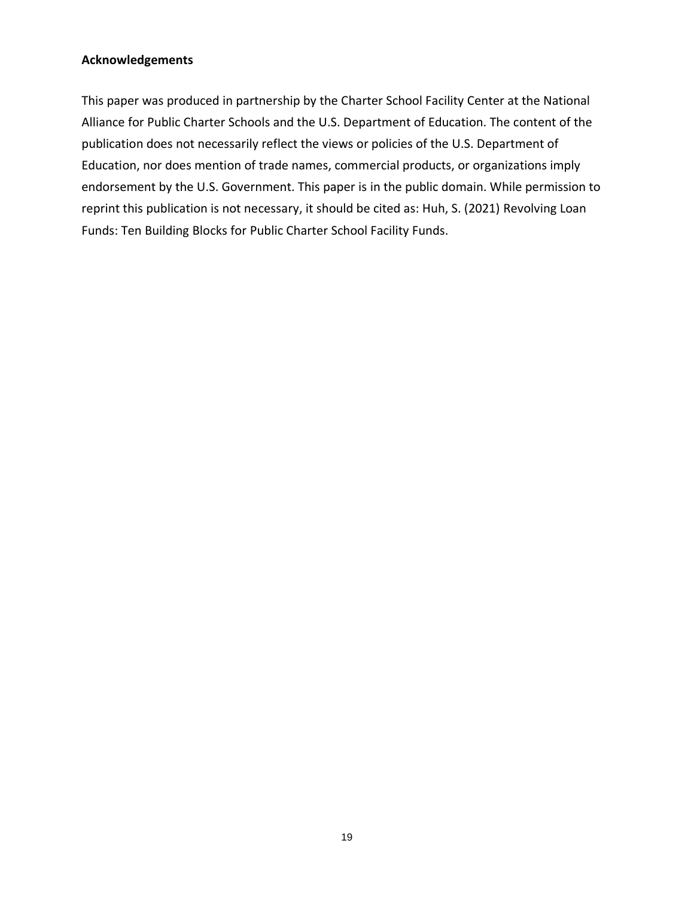**Acknowledgements**

This paper was produced in partnership by the Charter School Facility Center at the National Alliance for Public Charter Schools and the U.S. Department of Education. The content of the publication does not necessarily reflect the views or policies of the U.S. Department of Education, nor does mention of trade names, commercial products, or organizations imply endorsement by the U.S. Government. This paper is in the public domain. While permission to reprint this publication is not necessary, it should be cited as: Huh, S. (2021) Revolving Loan Funds: Ten Building Blocks for Public Charter School Facility Funds.